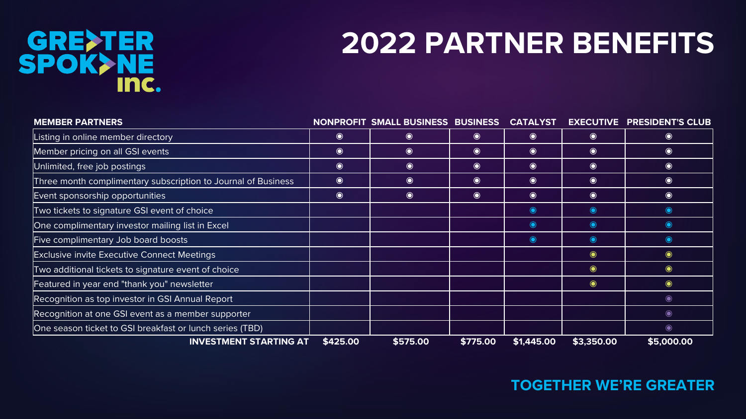GREATER SPOKANE inc.

# 2022 PARTNER BENEFITS

| MEMBER PARTNERS | NONPROFIT | SMALL BUSINESS | BUSINESS | CATALYST | EXECUTIVE | PRESIDENT'S CLUB |
|---|---|---|---|---|---|---|
| Listing in online member directory | ◉ | ◉ | ◉ | ◉ | ◉ | ◉ |
| Member pricing on all GSI events | ◉ | ◉ | ◉ | ◉ | ◉ | ◉ |
| Unlimited, free job postings | ◉ | ◉ | ◉ | ◉ | ◉ | ◉ |
| Three month complimentary subscription to Journal of Business | ◉ | ◉ | ◉ | ◉ | ◉ | ◉ |
| Event sponsorship opportunities | ◉ | ◉ | ◉ | ◉ | ◉ | ◉ |
| Two tickets to signature GSI event of choice | | | | ◉ | ◉ | ◉ |
| One complimentary investor mailing list in Excel | | | | ◉ | ◉ | ◉ |
| Five complimentary Job board boosts | | | | ◉ | ◉ | ◉ |
| Exclusive invite Executive Connect Meetings | | | | | ◉ | ◉ |
| Two additional tickets to signature event of choice | | | | | ◉ | ◉ |
| Featured in year end "thank you" newsletter | | | | | ◉ | ◉ |
| Recognition as top investor in GSI Annual Report | | | | | | ◉ |
| Recognition at one GSI event as a member supporter | | | | | | ◉ |
| One season ticket to GSI breakfast or lunch series (TBD) | | | | | | ◉ |
| **INVESTMENT STARTING AT** | **$425.00** | **$575.00** | **$775.00** | **$1,445.00** | **$3,350.00** | **$5,000.00** |

**TOGETHER WE'RE GREATER**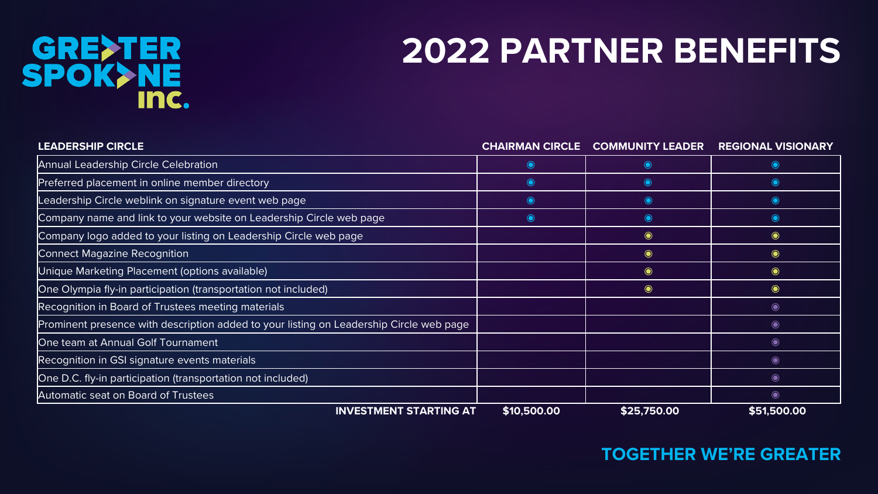GREATER SPOKANE inc.

# 2022 PARTNER BENEFITS

| LEADERSHIP CIRCLE | CHAIRMAN CIRCLE | COMMUNITY LEADER | REGIONAL VISIONARY |
|---|---|---|---|
| Annual Leadership Circle Celebration | ◉ | ◉ | ◉ |
| Preferred placement in online member directory | ◉ | ◉ | ◉ |
| Leadership Circle weblink on signature event web page | ◉ | ◉ | ◉ |
| Company name and link to your website on Leadership Circle web page | ◉ | ◉ | ◉ |
| Company logo added to your listing on Leadership Circle web page | | ◉ | ◉ |
| Connect Magazine Recognition | | ◉ | ◉ |
| Unique Marketing Placement (options available) | | ◉ | ◉ |
| One Olympia fly-in participation (transportation not included) | | ◉ | ◉ |
| Recognition in Board of Trustees meeting materials | | | ◉ |
| Prominent presence with description added to your listing on Leadership Circle web page | | | ◉ |
| One team at Annual Golf Tournament | | | ◉ |
| Recognition in GSI signature events materials | | | ◉ |
| One D.C. fly-in participation (transportation not included) | | | ◉ |
| Automatic seat on Board of Trustees | | | ◉ |
| **INVESTMENT STARTING AT** | **$10,500.00** | **$25,750.00** | **$51,500.00** |

**TOGETHER WE'RE GREATER**